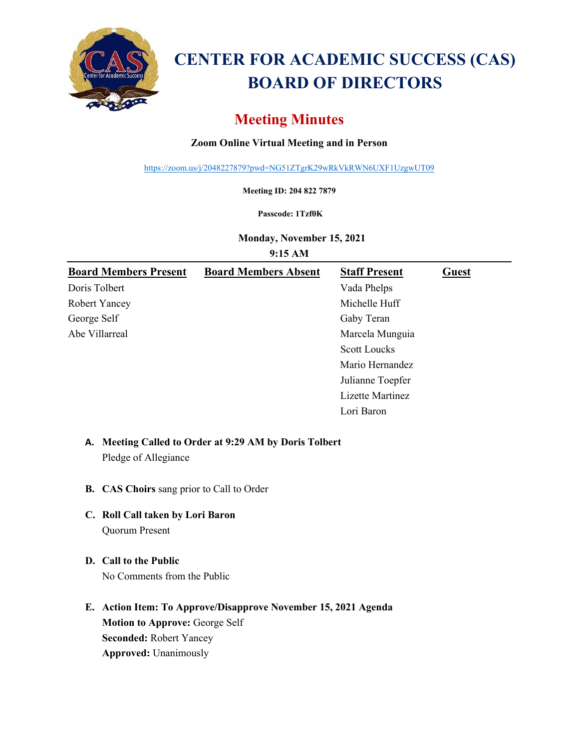# CENTER FOR ACADEMIC SUCCESS (CAS) BOARD OF DIRECTORS

## Meeting Minutes

**Zoom Online Virtual Meeting and in Person**

https://zoom.us/j/2048227879?pwd=NG51ZTgrK29wRkVkRWN6UXF1UzgwUT09

**Meeting ID: 204 822 7879**

**Passcode: 1Tzf0K**

**Monday, November 15, 2021**
**9:15 AM**

| Board Members Present | Board Members Absent | Staff Present | Guest |
|---|---|---|---|
| Doris Tolbert | | Vada Phelps | |
| Robert Yancey | | Michelle Huff | |
| George Self | | Gaby Teran | |
| Abe Villarreal | | Marcela Munguia | |
| | | Scott Loucks | |
| | | Mario Hernandez | |
| | | Julianne Toepfer | |
| | | Lizette Martinez | |
| | | Lori Baron | |

A. **Meeting Called to Order at 9:29 AM by Doris Tolbert**
   Pledge of Allegiance

B. **CAS Choirs** sang prior to Call to Order

C. **Roll Call taken by Lori Baron**
   Quorum Present

D. **Call to the Public**
   No Comments from the Public

E. **Action Item: To Approve/Disapprove November 15, 2021 Agenda**
   **Motion to Approve:** George Self
   **Seconded:** Robert Yancey
   **Approved:** Unanimously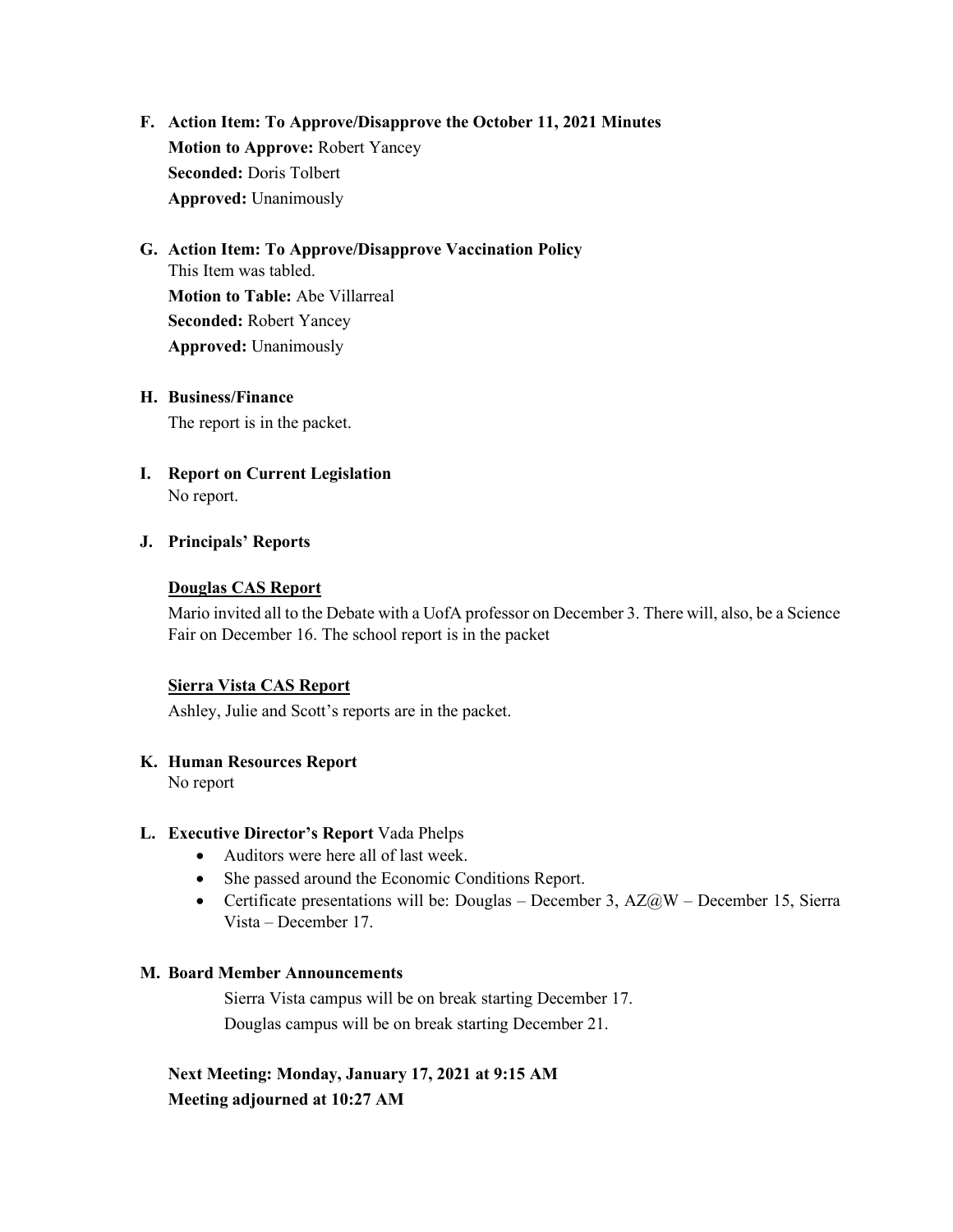**F. Action Item: To Approve/Disapprove the October 11, 2021 Minutes**

**Motion to Approve:** Robert Yancey
**Seconded:** Doris Tolbert
**Approved:** Unanimously

**G. Action Item: To Approve/Disapprove Vaccination Policy**

This Item was tabled.
**Motion to Table:** Abe Villarreal
**Seconded:** Robert Yancey
**Approved:** Unanimously

**H. Business/Finance**

The report is in the packet.

**I. Report on Current Legislation**

No report.

**J. Principals' Reports**

**<u>Douglas CAS Report</u>**

Mario invited all to the Debate with a UofA professor on December 3. There will, also, be a Science Fair on December 16. The school report is in the packet

**<u>Sierra Vista CAS Report</u>**

Ashley, Julie and Scott's reports are in the packet.

**K. Human Resources Report**

No report

**L. Executive Director's Report** Vada Phelps

- Auditors were here all of last week.
- She passed around the Economic Conditions Report.
- Certificate presentations will be: Douglas – December 3, AZ@W – December 15, Sierra Vista – December 17.

**M. Board Member Announcements**

Sierra Vista campus will be on break starting December 17.
Douglas campus will be on break starting December 21.

**Next Meeting: Monday, January 17, 2021 at 9:15 AM**
**Meeting adjourned at 10:27 AM**